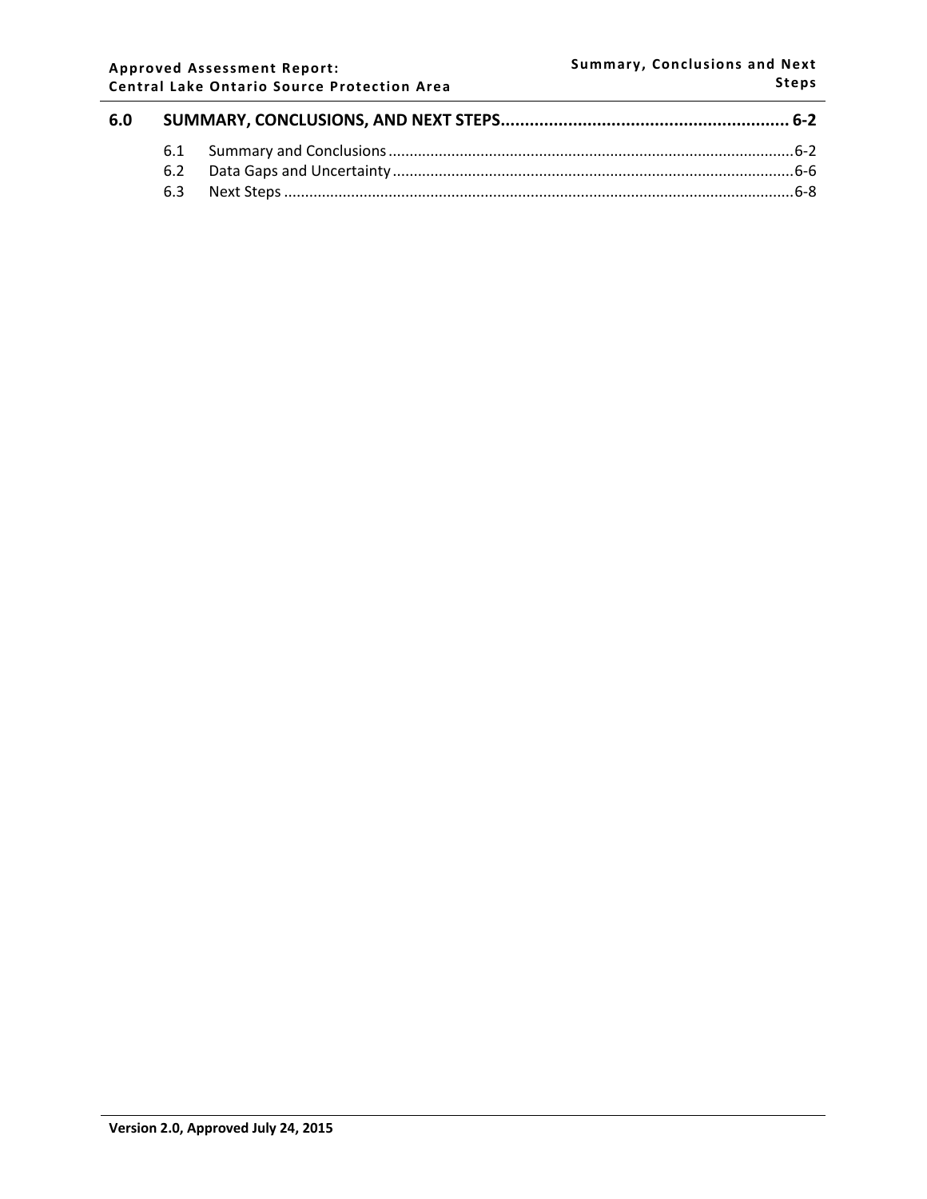| | | |
|---|---|---|
| **6.0** | **SUMMARY, CONCLUSIONS, AND NEXT STEPS** | **6-2** |
| 6.1 | Summary and Conclusions | 6-2 |
| 6.2 | Data Gaps and Uncertainty | 6-6 |
| 6.3 | Next Steps | 6-8 |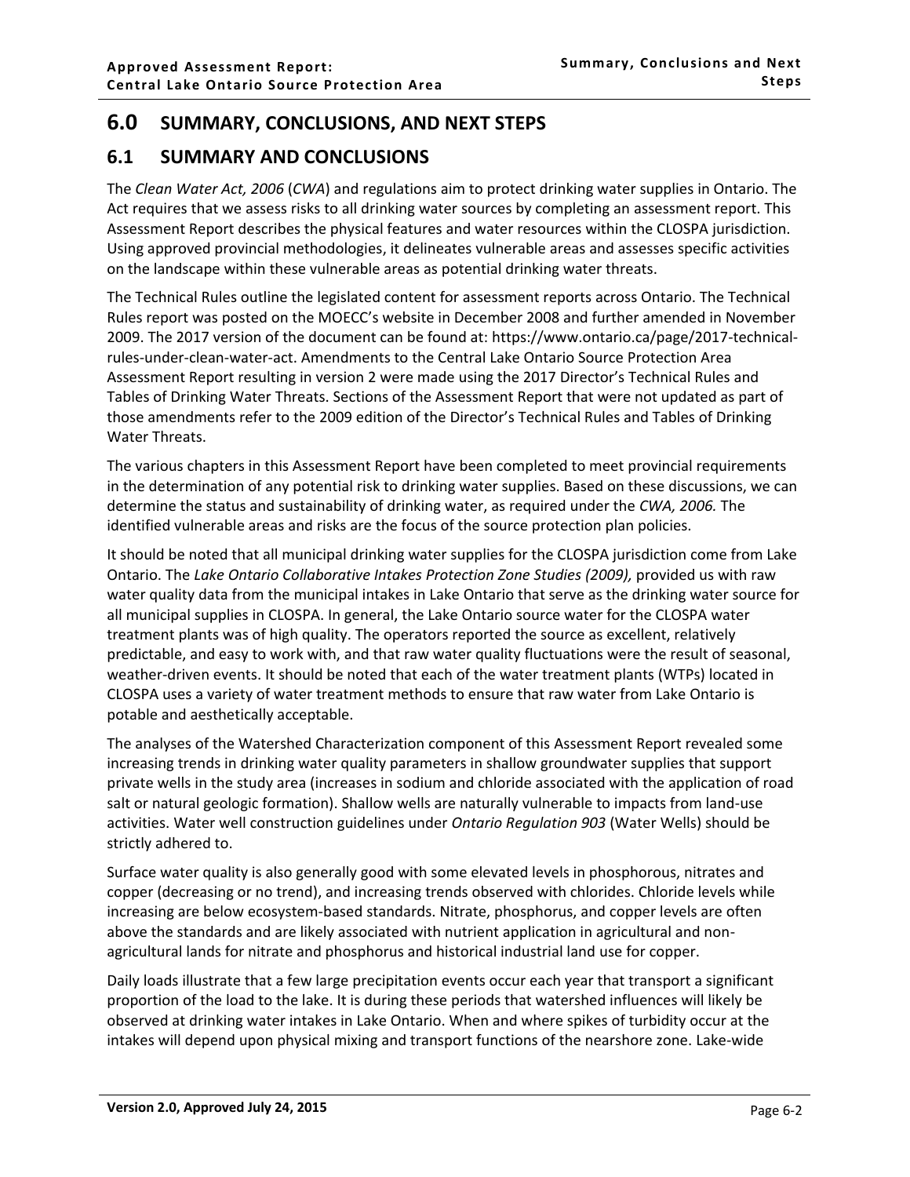# 6.0 SUMMARY, CONCLUSIONS, AND NEXT STEPS

## 6.1 SUMMARY AND CONCLUSIONS

The *Clean Water Act, 2006* (*CWA*) and regulations aim to protect drinking water supplies in Ontario. The Act requires that we assess risks to all drinking water sources by completing an assessment report. This Assessment Report describes the physical features and water resources within the CLOSPA jurisdiction. Using approved provincial methodologies, it delineates vulnerable areas and assesses specific activities on the landscape within these vulnerable areas as potential drinking water threats.

The Technical Rules outline the legislated content for assessment reports across Ontario. The Technical Rules report was posted on the MOECC's website in December 2008 and further amended in November 2009. The 2017 version of the document can be found at: https://www.ontario.ca/page/2017-technical-rules-under-clean-water-act. Amendments to the Central Lake Ontario Source Protection Area Assessment Report resulting in version 2 were made using the 2017 Director's Technical Rules and Tables of Drinking Water Threats. Sections of the Assessment Report that were not updated as part of those amendments refer to the 2009 edition of the Director's Technical Rules and Tables of Drinking Water Threats.

The various chapters in this Assessment Report have been completed to meet provincial requirements in the determination of any potential risk to drinking water supplies. Based on these discussions, we can determine the status and sustainability of drinking water, as required under the *CWA, 2006.* The identified vulnerable areas and risks are the focus of the source protection plan policies.

It should be noted that all municipal drinking water supplies for the CLOSPA jurisdiction come from Lake Ontario. The *Lake Ontario Collaborative Intakes Protection Zone Studies (2009),* provided us with raw water quality data from the municipal intakes in Lake Ontario that serve as the drinking water source for all municipal supplies in CLOSPA. In general, the Lake Ontario source water for the CLOSPA water treatment plants was of high quality. The operators reported the source as excellent, relatively predictable, and easy to work with, and that raw water quality fluctuations were the result of seasonal, weather-driven events. It should be noted that each of the water treatment plants (WTPs) located in CLOSPA uses a variety of water treatment methods to ensure that raw water from Lake Ontario is potable and aesthetically acceptable.

The analyses of the Watershed Characterization component of this Assessment Report revealed some increasing trends in drinking water quality parameters in shallow groundwater supplies that support private wells in the study area (increases in sodium and chloride associated with the application of road salt or natural geologic formation). Shallow wells are naturally vulnerable to impacts from land-use activities. Water well construction guidelines under *Ontario Regulation 903* (Water Wells) should be strictly adhered to.

Surface water quality is also generally good with some elevated levels in phosphorous, nitrates and copper (decreasing or no trend), and increasing trends observed with chlorides. Chloride levels while increasing are below ecosystem-based standards. Nitrate, phosphorus, and copper levels are often above the standards and are likely associated with nutrient application in agricultural and non-agricultural lands for nitrate and phosphorus and historical industrial land use for copper.

Daily loads illustrate that a few large precipitation events occur each year that transport a significant proportion of the load to the lake. It is during these periods that watershed influences will likely be observed at drinking water intakes in Lake Ontario. When and where spikes of turbidity occur at the intakes will depend upon physical mixing and transport functions of the nearshore zone. Lake-wide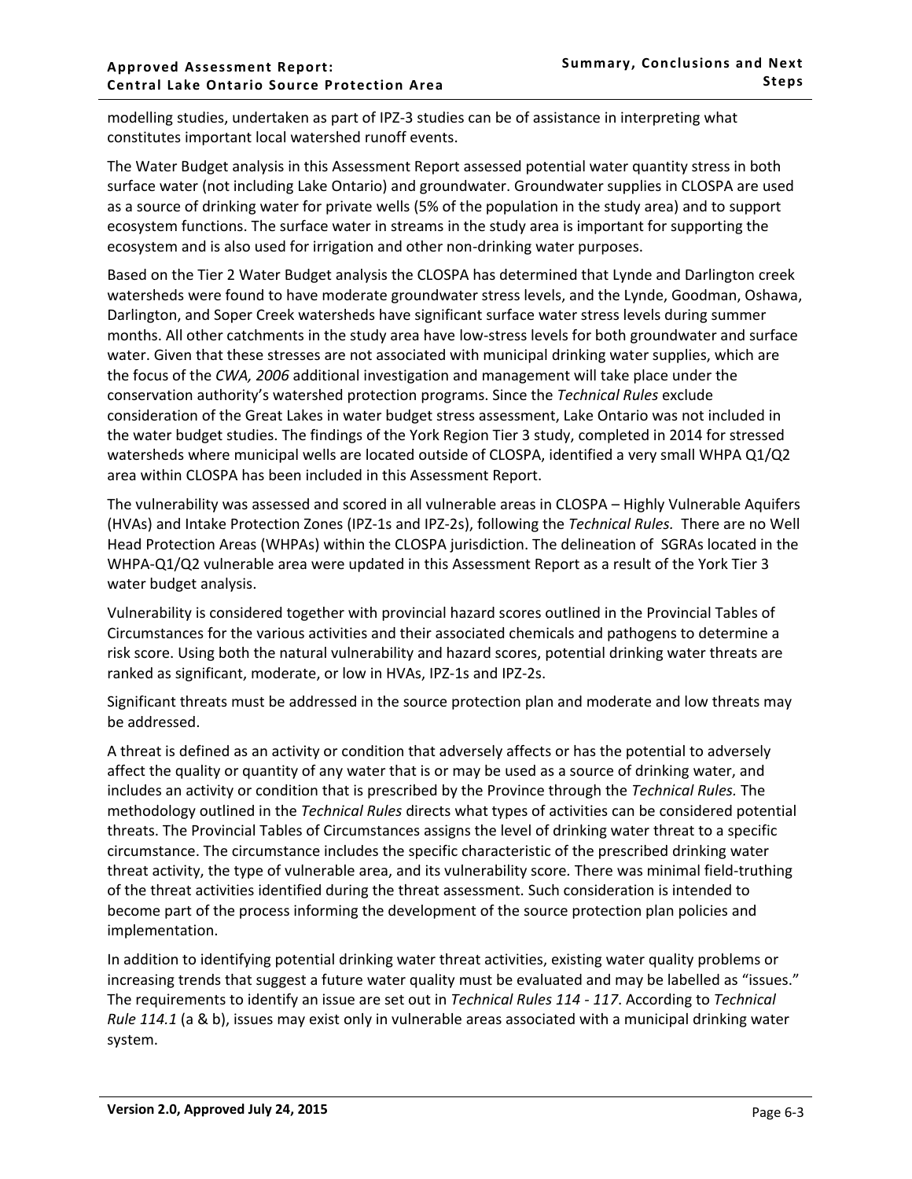modelling studies, undertaken as part of IPZ-3 studies can be of assistance in interpreting what constitutes important local watershed runoff events.

The Water Budget analysis in this Assessment Report assessed potential water quantity stress in both surface water (not including Lake Ontario) and groundwater. Groundwater supplies in CLOSPA are used as a source of drinking water for private wells (5% of the population in the study area) and to support ecosystem functions. The surface water in streams in the study area is important for supporting the ecosystem and is also used for irrigation and other non-drinking water purposes.

Based on the Tier 2 Water Budget analysis the CLOSPA has determined that Lynde and Darlington creek watersheds were found to have moderate groundwater stress levels, and the Lynde, Goodman, Oshawa, Darlington, and Soper Creek watersheds have significant surface water stress levels during summer months. All other catchments in the study area have low-stress levels for both groundwater and surface water. Given that these stresses are not associated with municipal drinking water supplies, which are the focus of the *CWA, 2006* additional investigation and management will take place under the conservation authority's watershed protection programs. Since the *Technical Rules* exclude consideration of the Great Lakes in water budget stress assessment, Lake Ontario was not included in the water budget studies. The findings of the York Region Tier 3 study, completed in 2014 for stressed watersheds where municipal wells are located outside of CLOSPA, identified a very small WHPA Q1/Q2 area within CLOSPA has been included in this Assessment Report.

The vulnerability was assessed and scored in all vulnerable areas in CLOSPA – Highly Vulnerable Aquifers (HVAs) and Intake Protection Zones (IPZ-1s and IPZ-2s), following the *Technical Rules.* There are no Well Head Protection Areas (WHPAs) within the CLOSPA jurisdiction. The delineation of SGRAs located in the WHPA-Q1/Q2 vulnerable area were updated in this Assessment Report as a result of the York Tier 3 water budget analysis.

Vulnerability is considered together with provincial hazard scores outlined in the Provincial Tables of Circumstances for the various activities and their associated chemicals and pathogens to determine a risk score. Using both the natural vulnerability and hazard scores, potential drinking water threats are ranked as significant, moderate, or low in HVAs, IPZ-1s and IPZ-2s.

Significant threats must be addressed in the source protection plan and moderate and low threats may be addressed.

A threat is defined as an activity or condition that adversely affects or has the potential to adversely affect the quality or quantity of any water that is or may be used as a source of drinking water, and includes an activity or condition that is prescribed by the Province through the *Technical Rules.* The methodology outlined in the *Technical Rules* directs what types of activities can be considered potential threats. The Provincial Tables of Circumstances assigns the level of drinking water threat to a specific circumstance. The circumstance includes the specific characteristic of the prescribed drinking water threat activity, the type of vulnerable area, and its vulnerability score. There was minimal field-truthing of the threat activities identified during the threat assessment. Such consideration is intended to become part of the process informing the development of the source protection plan policies and implementation.

In addition to identifying potential drinking water threat activities, existing water quality problems or increasing trends that suggest a future water quality must be evaluated and may be labelled as "issues." The requirements to identify an issue are set out in *Technical Rules 114 - 117*. According to *Technical Rule 114.1* (a & b), issues may exist only in vulnerable areas associated with a municipal drinking water system.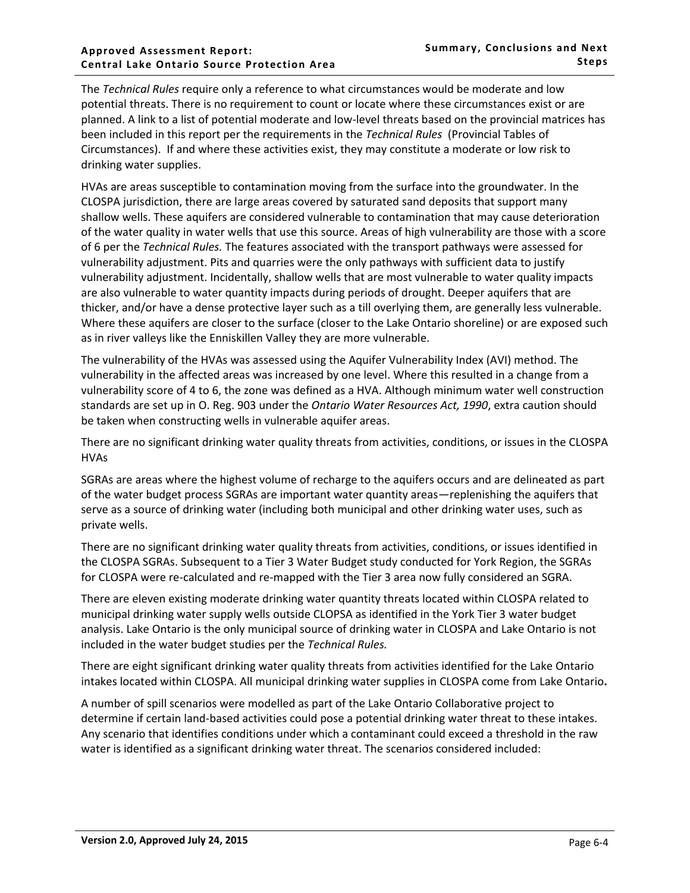The *Technical Rules* require only a reference to what circumstances would be moderate and low potential threats. There is no requirement to count or locate where these circumstances exist or are planned. A link to a list of potential moderate and low-level threats based on the provincial matrices has been included in this report per the requirements in the *Technical Rules* (Provincial Tables of Circumstances). If and where these activities exist, they may constitute a moderate or low risk to drinking water supplies.

HVAs are areas susceptible to contamination moving from the surface into the groundwater. In the CLOSPA jurisdiction, there are large areas covered by saturated sand deposits that support many shallow wells. These aquifers are considered vulnerable to contamination that may cause deterioration of the water quality in water wells that use this source. Areas of high vulnerability are those with a score of 6 per the *Technical Rules.* The features associated with the transport pathways were assessed for vulnerability adjustment. Pits and quarries were the only pathways with sufficient data to justify vulnerability adjustment. Incidentally, shallow wells that are most vulnerable to water quality impacts are also vulnerable to water quantity impacts during periods of drought. Deeper aquifers that are thicker, and/or have a dense protective layer such as a till overlying them, are generally less vulnerable. Where these aquifers are closer to the surface (closer to the Lake Ontario shoreline) or are exposed such as in river valleys like the Enniskillen Valley they are more vulnerable.

The vulnerability of the HVAs was assessed using the Aquifer Vulnerability Index (AVI) method. The vulnerability in the affected areas was increased by one level. Where this resulted in a change from a vulnerability score of 4 to 6, the zone was defined as a HVA. Although minimum water well construction standards are set up in O. Reg. 903 under the *Ontario Water Resources Act, 1990*, extra caution should be taken when constructing wells in vulnerable aquifer areas.

There are no significant drinking water quality threats from activities, conditions, or issues in the CLOSPA HVAs

SGRAs are areas where the highest volume of recharge to the aquifers occurs and are delineated as part of the water budget process SGRAs are important water quantity areas—replenishing the aquifers that serve as a source of drinking water (including both municipal and other drinking water uses, such as private wells.

There are no significant drinking water quality threats from activities, conditions, or issues identified in the CLOSPA SGRAs. Subsequent to a Tier 3 Water Budget study conducted for York Region, the SGRAs for CLOSPA were re-calculated and re-mapped with the Tier 3 area now fully considered an SGRA.

There are eleven existing moderate drinking water quantity threats located within CLOSPA related to municipal drinking water supply wells outside CLOPSA as identified in the York Tier 3 water budget analysis. Lake Ontario is the only municipal source of drinking water in CLOSPA and Lake Ontario is not included in the water budget studies per the *Technical Rules.*

There are eight significant drinking water quality threats from activities identified for the Lake Ontario intakes located within CLOSPA. All municipal drinking water supplies in CLOSPA come from Lake Ontario**.**

A number of spill scenarios were modelled as part of the Lake Ontario Collaborative project to determine if certain land-based activities could pose a potential drinking water threat to these intakes. Any scenario that identifies conditions under which a contaminant could exceed a threshold in the raw water is identified as a significant drinking water threat. The scenarios considered included: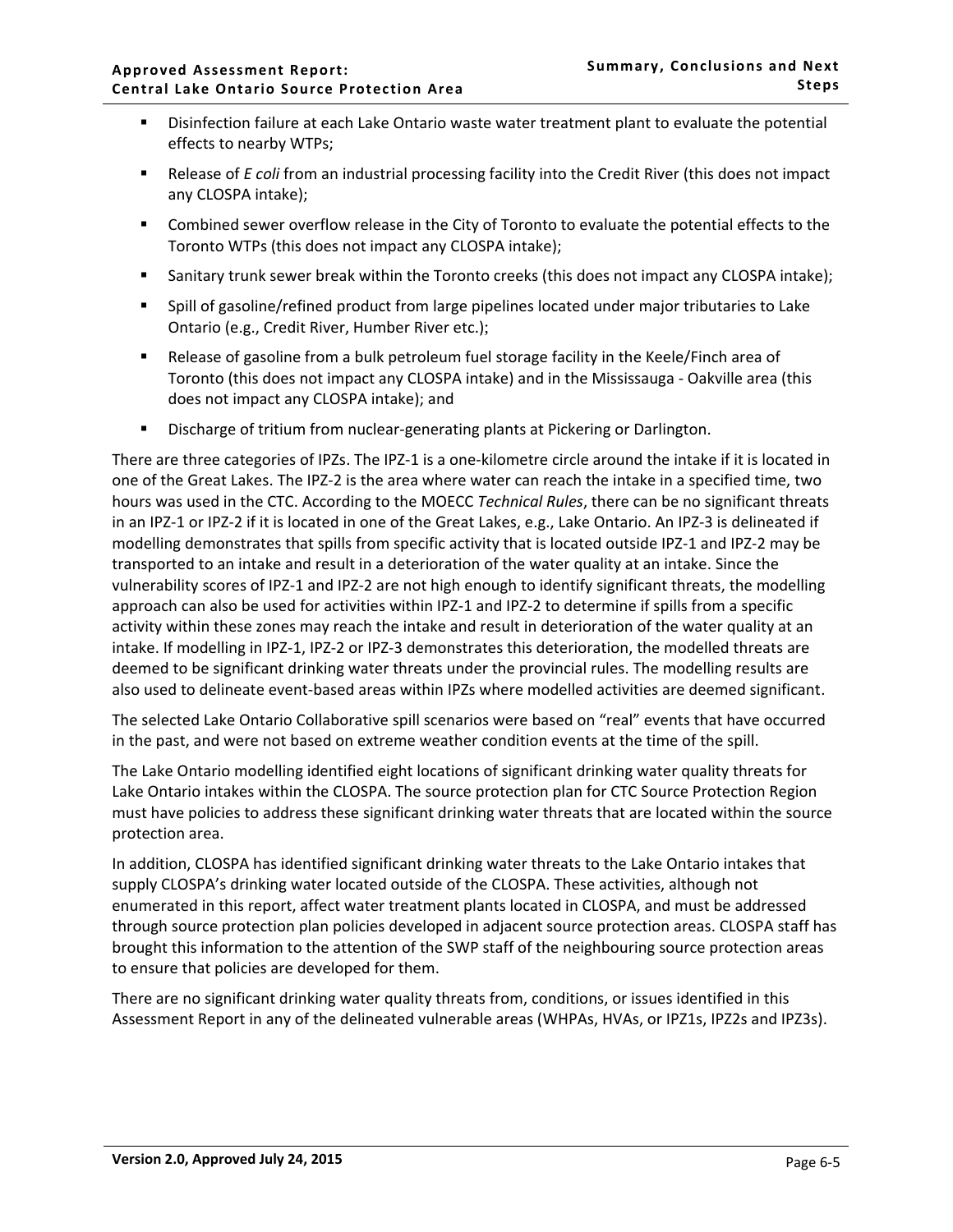- Disinfection failure at each Lake Ontario waste water treatment plant to evaluate the potential effects to nearby WTPs;
- Release of *E coli* from an industrial processing facility into the Credit River (this does not impact any CLOSPA intake);
- Combined sewer overflow release in the City of Toronto to evaluate the potential effects to the Toronto WTPs (this does not impact any CLOSPA intake);
- Sanitary trunk sewer break within the Toronto creeks (this does not impact any CLOSPA intake);
- Spill of gasoline/refined product from large pipelines located under major tributaries to Lake Ontario (e.g., Credit River, Humber River etc.);
- Release of gasoline from a bulk petroleum fuel storage facility in the Keele/Finch area of Toronto (this does not impact any CLOSPA intake) and in the Mississauga - Oakville area (this does not impact any CLOSPA intake); and
- Discharge of tritium from nuclear-generating plants at Pickering or Darlington.

There are three categories of IPZs. The IPZ-1 is a one-kilometre circle around the intake if it is located in one of the Great Lakes. The IPZ-2 is the area where water can reach the intake in a specified time, two hours was used in the CTC. According to the MOECC *Technical Rules*, there can be no significant threats in an IPZ-1 or IPZ-2 if it is located in one of the Great Lakes, e.g., Lake Ontario. An IPZ-3 is delineated if modelling demonstrates that spills from specific activity that is located outside IPZ-1 and IPZ-2 may be transported to an intake and result in a deterioration of the water quality at an intake. Since the vulnerability scores of IPZ-1 and IPZ-2 are not high enough to identify significant threats, the modelling approach can also be used for activities within IPZ-1 and IPZ-2 to determine if spills from a specific activity within these zones may reach the intake and result in deterioration of the water quality at an intake. If modelling in IPZ-1, IPZ-2 or IPZ-3 demonstrates this deterioration, the modelled threats are deemed to be significant drinking water threats under the provincial rules. The modelling results are also used to delineate event-based areas within IPZs where modelled activities are deemed significant.

The selected Lake Ontario Collaborative spill scenarios were based on "real" events that have occurred in the past, and were not based on extreme weather condition events at the time of the spill.

The Lake Ontario modelling identified eight locations of significant drinking water quality threats for Lake Ontario intakes within the CLOSPA. The source protection plan for CTC Source Protection Region must have policies to address these significant drinking water threats that are located within the source protection area.

In addition, CLOSPA has identified significant drinking water threats to the Lake Ontario intakes that supply CLOSPA's drinking water located outside of the CLOSPA. These activities, although not enumerated in this report, affect water treatment plants located in CLOSPA, and must be addressed through source protection plan policies developed in adjacent source protection areas. CLOSPA staff has brought this information to the attention of the SWP staff of the neighbouring source protection areas to ensure that policies are developed for them.

There are no significant drinking water quality threats from, conditions, or issues identified in this Assessment Report in any of the delineated vulnerable areas (WHPAs, HVAs, or IPZ1s, IPZ2s and IPZ3s).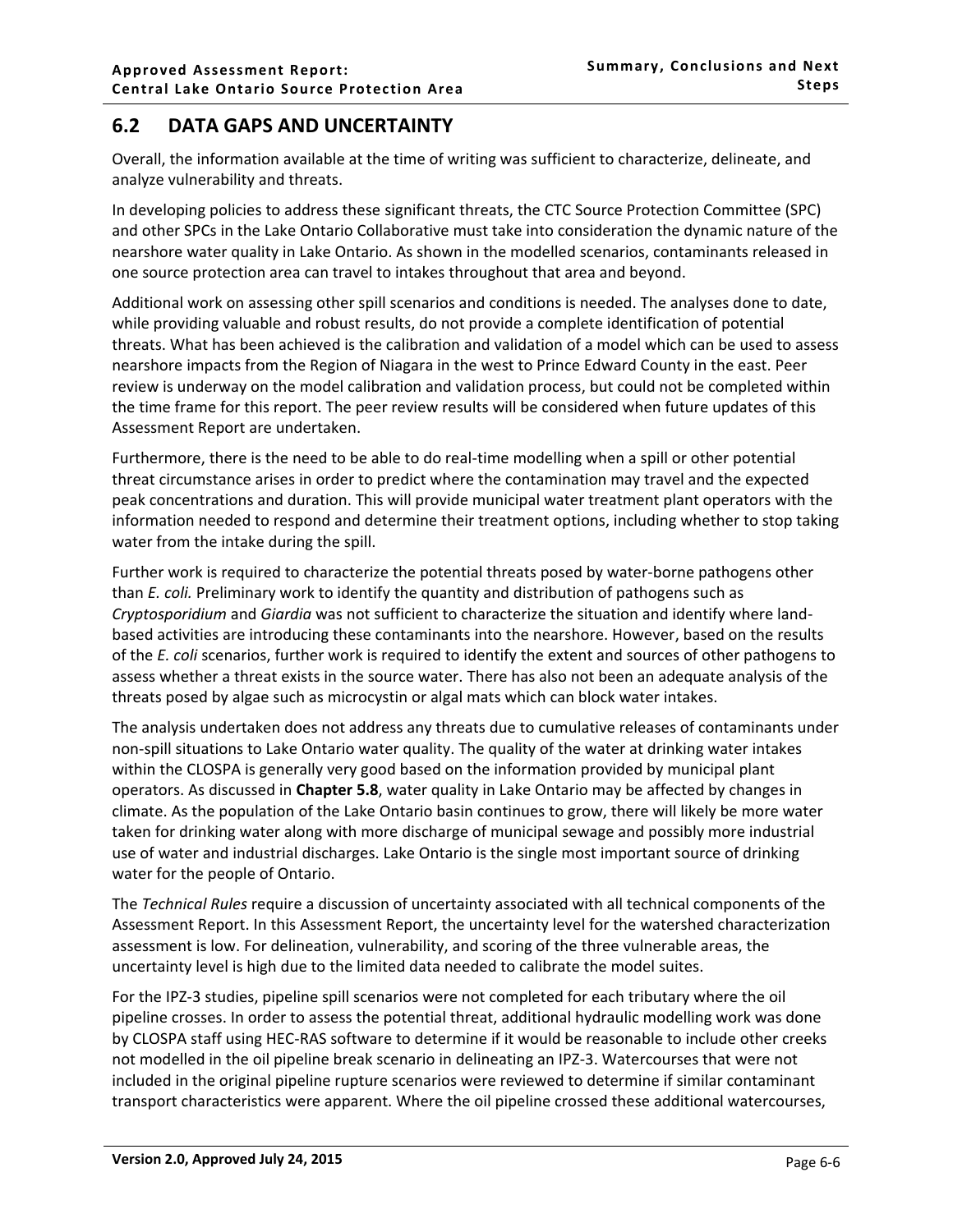## 6.2 DATA GAPS AND UNCERTAINTY

Overall, the information available at the time of writing was sufficient to characterize, delineate, and analyze vulnerability and threats.

In developing policies to address these significant threats, the CTC Source Protection Committee (SPC) and other SPCs in the Lake Ontario Collaborative must take into consideration the dynamic nature of the nearshore water quality in Lake Ontario. As shown in the modelled scenarios, contaminants released in one source protection area can travel to intakes throughout that area and beyond.

Additional work on assessing other spill scenarios and conditions is needed. The analyses done to date, while providing valuable and robust results, do not provide a complete identification of potential threats. What has been achieved is the calibration and validation of a model which can be used to assess nearshore impacts from the Region of Niagara in the west to Prince Edward County in the east. Peer review is underway on the model calibration and validation process, but could not be completed within the time frame for this report. The peer review results will be considered when future updates of this Assessment Report are undertaken.

Furthermore, there is the need to be able to do real-time modelling when a spill or other potential threat circumstance arises in order to predict where the contamination may travel and the expected peak concentrations and duration. This will provide municipal water treatment plant operators with the information needed to respond and determine their treatment options, including whether to stop taking water from the intake during the spill.

Further work is required to characterize the potential threats posed by water-borne pathogens other than *E. coli.* Preliminary work to identify the quantity and distribution of pathogens such as *Cryptosporidium* and *Giardia* was not sufficient to characterize the situation and identify where land-based activities are introducing these contaminants into the nearshore. However, based on the results of the *E. coli* scenarios, further work is required to identify the extent and sources of other pathogens to assess whether a threat exists in the source water. There has also not been an adequate analysis of the threats posed by algae such as microcystin or algal mats which can block water intakes.

The analysis undertaken does not address any threats due to cumulative releases of contaminants under non-spill situations to Lake Ontario water quality. The quality of the water at drinking water intakes within the CLOSPA is generally very good based on the information provided by municipal plant operators. As discussed in **Chapter 5.8**, water quality in Lake Ontario may be affected by changes in climate. As the population of the Lake Ontario basin continues to grow, there will likely be more water taken for drinking water along with more discharge of municipal sewage and possibly more industrial use of water and industrial discharges. Lake Ontario is the single most important source of drinking water for the people of Ontario.

The *Technical Rules* require a discussion of uncertainty associated with all technical components of the Assessment Report. In this Assessment Report, the uncertainty level for the watershed characterization assessment is low. For delineation, vulnerability, and scoring of the three vulnerable areas, the uncertainty level is high due to the limited data needed to calibrate the model suites.

For the IPZ-3 studies, pipeline spill scenarios were not completed for each tributary where the oil pipeline crosses. In order to assess the potential threat, additional hydraulic modelling work was done by CLOSPA staff using HEC-RAS software to determine if it would be reasonable to include other creeks not modelled in the oil pipeline break scenario in delineating an IPZ-3. Watercourses that were not included in the original pipeline rupture scenarios were reviewed to determine if similar contaminant transport characteristics were apparent. Where the oil pipeline crossed these additional watercourses,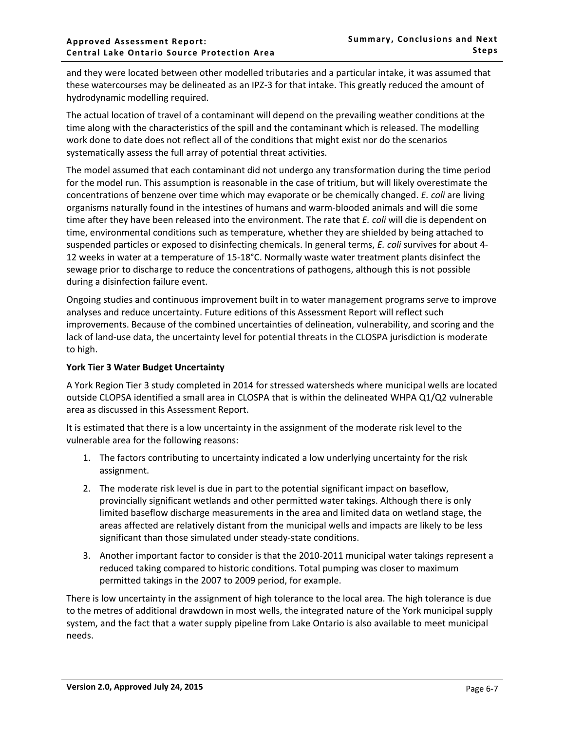and they were located between other modelled tributaries and a particular intake, it was assumed that these watercourses may be delineated as an IPZ-3 for that intake. This greatly reduced the amount of hydrodynamic modelling required.

The actual location of travel of a contaminant will depend on the prevailing weather conditions at the time along with the characteristics of the spill and the contaminant which is released. The modelling work done to date does not reflect all of the conditions that might exist nor do the scenarios systematically assess the full array of potential threat activities.

The model assumed that each contaminant did not undergo any transformation during the time period for the model run. This assumption is reasonable in the case of tritium, but will likely overestimate the concentrations of benzene over time which may evaporate or be chemically changed. *E. coli* are living organisms naturally found in the intestines of humans and warm-blooded animals and will die some time after they have been released into the environment. The rate that *E. coli* will die is dependent on time, environmental conditions such as temperature, whether they are shielded by being attached to suspended particles or exposed to disinfecting chemicals. In general terms, *E. coli* survives for about 4-12 weeks in water at a temperature of 15-18°C. Normally waste water treatment plants disinfect the sewage prior to discharge to reduce the concentrations of pathogens, although this is not possible during a disinfection failure event.

Ongoing studies and continuous improvement built in to water management programs serve to improve analyses and reduce uncertainty. Future editions of this Assessment Report will reflect such improvements. Because of the combined uncertainties of delineation, vulnerability, and scoring and the lack of land-use data, the uncertainty level for potential threats in the CLOSPA jurisdiction is moderate to high.

**York Tier 3 Water Budget Uncertainty**

A York Region Tier 3 study completed in 2014 for stressed watersheds where municipal wells are located outside CLOPSA identified a small area in CLOSPA that is within the delineated WHPA Q1/Q2 vulnerable area as discussed in this Assessment Report.

It is estimated that there is a low uncertainty in the assignment of the moderate risk level to the vulnerable area for the following reasons:

1. The factors contributing to uncertainty indicated a low underlying uncertainty for the risk assignment.
2. The moderate risk level is due in part to the potential significant impact on baseflow, provincially significant wetlands and other permitted water takings. Although there is only limited baseflow discharge measurements in the area and limited data on wetland stage, the areas affected are relatively distant from the municipal wells and impacts are likely to be less significant than those simulated under steady-state conditions.
3. Another important factor to consider is that the 2010-2011 municipal water takings represent a reduced taking compared to historic conditions. Total pumping was closer to maximum permitted takings in the 2007 to 2009 period, for example.

There is low uncertainty in the assignment of high tolerance to the local area. The high tolerance is due to the metres of additional drawdown in most wells, the integrated nature of the York municipal supply system, and the fact that a water supply pipeline from Lake Ontario is also available to meet municipal needs.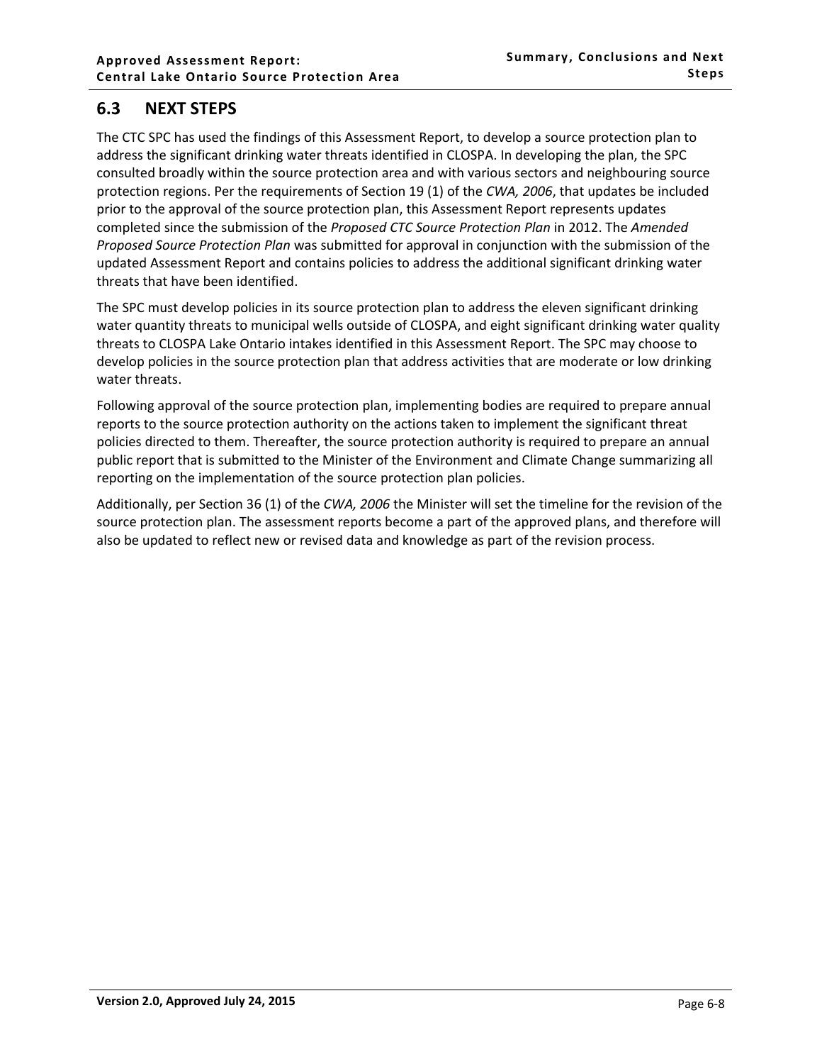## 6.3 NEXT STEPS

The CTC SPC has used the findings of this Assessment Report, to develop a source protection plan to address the significant drinking water threats identified in CLOSPA. In developing the plan, the SPC consulted broadly within the source protection area and with various sectors and neighbouring source protection regions. Per the requirements of Section 19 (1) of the *CWA, 2006*, that updates be included prior to the approval of the source protection plan, this Assessment Report represents updates completed since the submission of the *Proposed CTC Source Protection Plan* in 2012. The *Amended Proposed Source Protection Plan* was submitted for approval in conjunction with the submission of the updated Assessment Report and contains policies to address the additional significant drinking water threats that have been identified.

The SPC must develop policies in its source protection plan to address the eleven significant drinking water quantity threats to municipal wells outside of CLOSPA, and eight significant drinking water quality threats to CLOSPA Lake Ontario intakes identified in this Assessment Report. The SPC may choose to develop policies in the source protection plan that address activities that are moderate or low drinking water threats.

Following approval of the source protection plan, implementing bodies are required to prepare annual reports to the source protection authority on the actions taken to implement the significant threat policies directed to them. Thereafter, the source protection authority is required to prepare an annual public report that is submitted to the Minister of the Environment and Climate Change summarizing all reporting on the implementation of the source protection plan policies.

Additionally, per Section 36 (1) of the *CWA, 2006* the Minister will set the timeline for the revision of the source protection plan. The assessment reports become a part of the approved plans, and therefore will also be updated to reflect new or revised data and knowledge as part of the revision process.